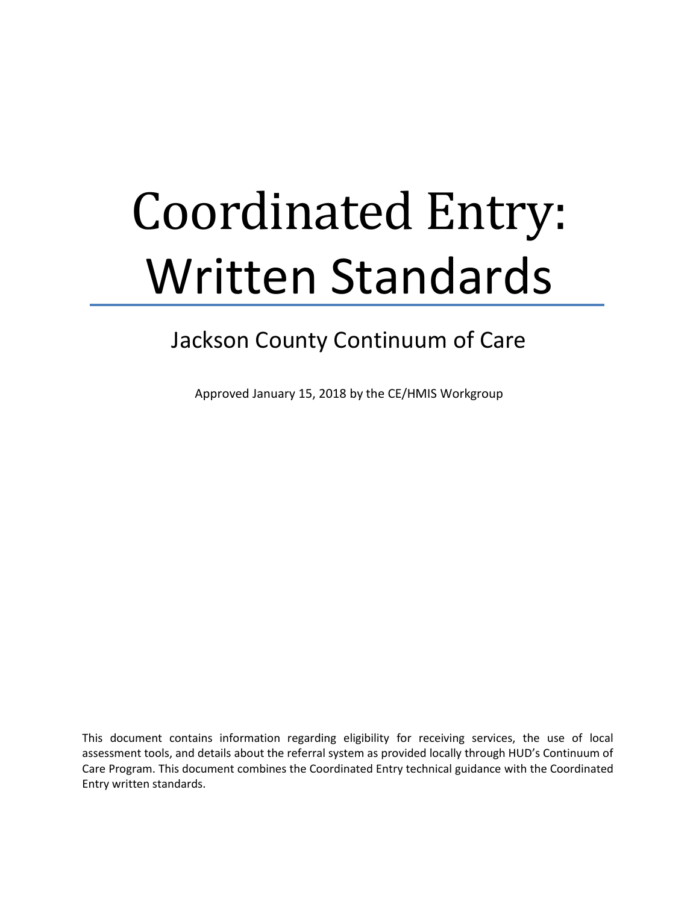# Coordinated Entry: Written Standards

## Jackson County Continuum of Care

Approved January 15, 2018 by the CE/HMIS Workgroup

This document contains information regarding eligibility for receiving services, the use of local assessment tools, and details about the referral system as provided locally through HUD's Continuum of Care Program. This document combines the Coordinated Entry technical guidance with the Coordinated Entry written standards.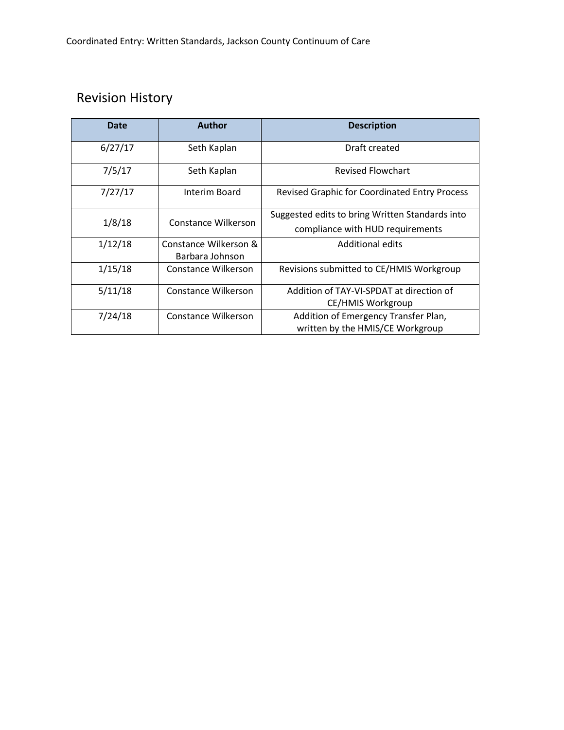## Revision History

| Date | Author | Description |
|---|---|---|
| 6/27/17 | Seth Kaplan | Draft created |
| 7/5/17 | Seth Kaplan | Revised Flowchart |
| 7/27/17 | Interim Board | Revised Graphic for Coordinated Entry Process |
| 1/8/18 | Constance Wilkerson | Suggested edits to bring Written Standards into compliance with HUD requirements |
| 1/12/18 | Constance Wilkerson & Barbara Johnson | Additional edits |
| 1/15/18 | Constance Wilkerson | Revisions submitted to CE/HMIS Workgroup |
| 5/11/18 | Constance Wilkerson | Addition of TAY-VI-SPDAT at direction of CE/HMIS Workgroup |
| 7/24/18 | Constance Wilkerson | Addition of Emergency Transfer Plan, written by the HMIS/CE Workgroup |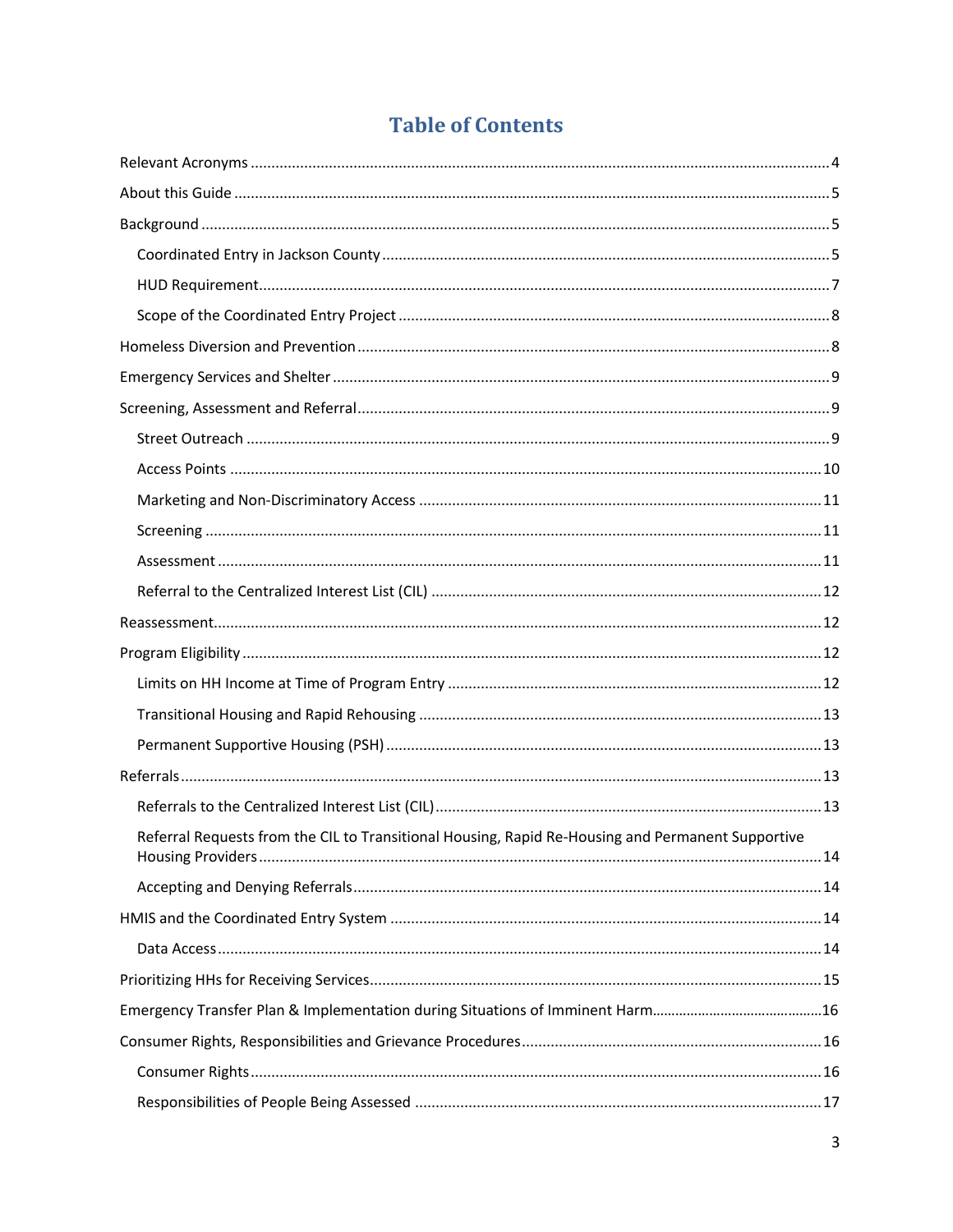# Table of Contents

- Relevant Acronyms ........ 4
- About this Guide ........ 5
- Background ........ 5
  - Coordinated Entry in Jackson County ........ 5
  - HUD Requirement ........ 7
  - Scope of the Coordinated Entry Project ........ 8
- Homeless Diversion and Prevention ........ 8
- Emergency Services and Shelter ........ 9
- Screening, Assessment and Referral ........ 9
  - Street Outreach ........ 9
  - Access Points ........ 10
  - Marketing and Non-Discriminatory Access ........ 11
  - Screening ........ 11
  - Assessment ........ 11
  - Referral to the Centralized Interest List (CIL) ........ 12
- Reassessment ........ 12
- Program Eligibility ........ 12
  - Limits on HH Income at Time of Program Entry ........ 12
  - Transitional Housing and Rapid Rehousing ........ 13
  - Permanent Supportive Housing (PSH) ........ 13
- Referrals ........ 13
  - Referrals to the Centralized Interest List (CIL) ........ 13
  - Referral Requests from the CIL to Transitional Housing, Rapid Re-Housing and Permanent Supportive Housing Providers ........ 14
  - Accepting and Denying Referrals ........ 14
- HMIS and the Coordinated Entry System ........ 14
  - Data Access ........ 14
- Prioritizing HHs for Receiving Services ........ 15
- Emergency Transfer Plan & Implementation during Situations of Imminent Harm ........ 16
- Consumer Rights, Responsibilities and Grievance Procedures ........ 16
  - Consumer Rights ........ 16
  - Responsibilities of People Being Assessed ........ 17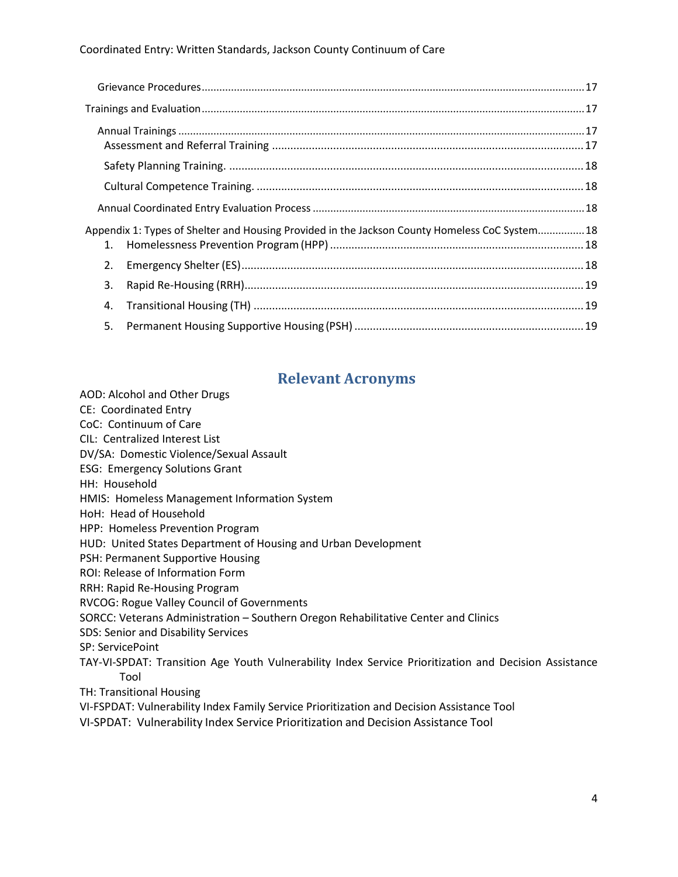Grievance Procedures ........................................................................................................................ 17

Trainings and Evaluation ........................................................................................................................ 17

Annual Trainings ........................................................................................................................ 17

Assessment and Referral Training ........................................................................................................................ 17

Safety Planning Training. ........................................................................................................................ 18

Cultural Competence Training. ........................................................................................................................ 18

Annual Coordinated Entry Evaluation Process ........................................................................................................................ 18

Appendix 1: Types of Shelter and Housing Provided in the Jackson County Homeless CoC System ............... 18

1. Homelessness Prevention Program (HPP) ........................................................................................................................ 18
2. Emergency Shelter (ES) ........................................................................................................................ 18
3. Rapid Re-Housing (RRH) ........................................................................................................................ 19
4. Transitional Housing (TH) ........................................................................................................................ 19
5. Permanent Housing Supportive Housing (PSH) ........................................................................................................................ 19

## Relevant Acronyms

AOD: Alcohol and Other Drugs  
CE: Coordinated Entry  
CoC: Continuum of Care  
CIL: Centralized Interest List  
DV/SA: Domestic Violence/Sexual Assault  
ESG: Emergency Solutions Grant  
HH: Household  
HMIS: Homeless Management Information System  
HoH: Head of Household  
HPP: Homeless Prevention Program  
HUD: United States Department of Housing and Urban Development  
PSH: Permanent Supportive Housing  
ROI: Release of Information Form  
RRH: Rapid Re-Housing Program  
RVCOG: Rogue Valley Council of Governments  
SORCC: Veterans Administration – Southern Oregon Rehabilitative Center and Clinics  
SDS: Senior and Disability Services  
SP: ServicePoint  
TAY-VI-SPDAT: Transition Age Youth Vulnerability Index Service Prioritization and Decision Assistance Tool  
TH: Transitional Housing  
VI-FSPDAT: Vulnerability Index Family Service Prioritization and Decision Assistance Tool  
VI-SPDAT: Vulnerability Index Service Prioritization and Decision Assistance Tool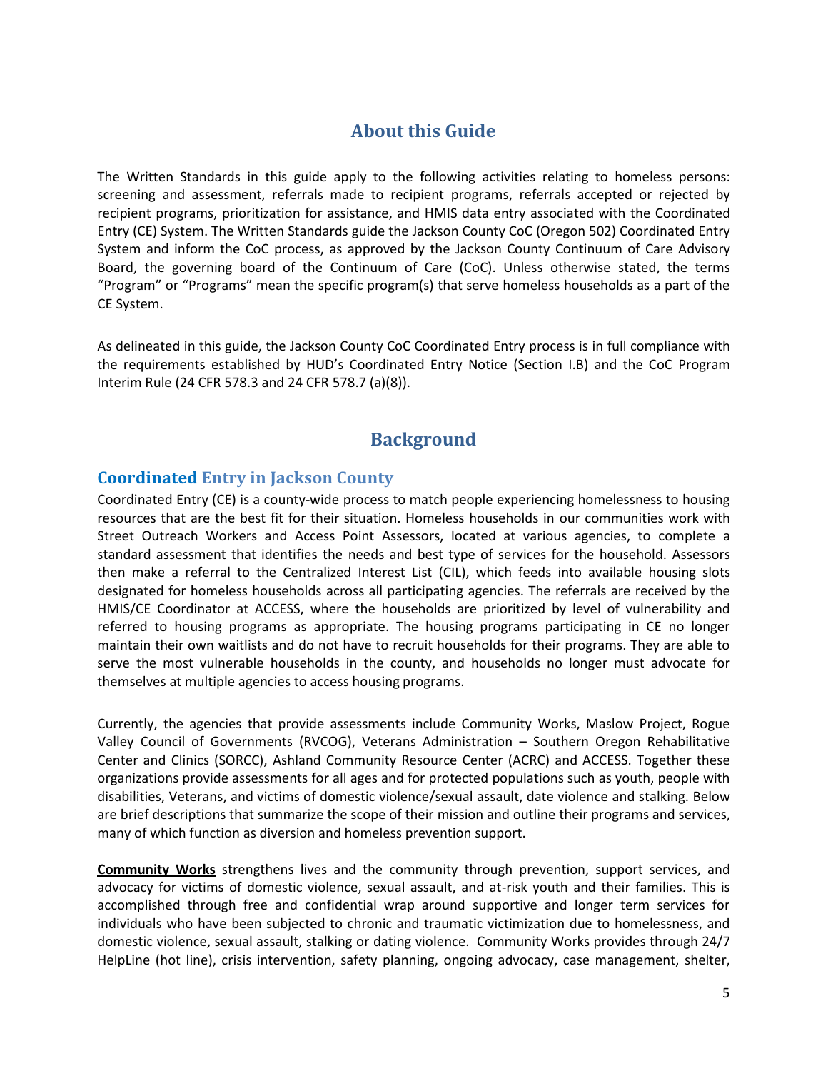# About this Guide

The Written Standards in this guide apply to the following activities relating to homeless persons: screening and assessment, referrals made to recipient programs, referrals accepted or rejected by recipient programs, prioritization for assistance, and HMIS data entry associated with the Coordinated Entry (CE) System. The Written Standards guide the Jackson County CoC (Oregon 502) Coordinated Entry System and inform the CoC process, as approved by the Jackson County Continuum of Care Advisory Board, the governing board of the Continuum of Care (CoC). Unless otherwise stated, the terms "Program" or "Programs" mean the specific program(s) that serve homeless households as a part of the CE System.

As delineated in this guide, the Jackson County CoC Coordinated Entry process is in full compliance with the requirements established by HUD's Coordinated Entry Notice (Section I.B) and the CoC Program Interim Rule (24 CFR 578.3 and 24 CFR 578.7 (a)(8)).

# Background

## Coordinated Entry in Jackson County

Coordinated Entry (CE) is a county-wide process to match people experiencing homelessness to housing resources that are the best fit for their situation. Homeless households in our communities work with Street Outreach Workers and Access Point Assessors, located at various agencies, to complete a standard assessment that identifies the needs and best type of services for the household. Assessors then make a referral to the Centralized Interest List (CIL), which feeds into available housing slots designated for homeless households across all participating agencies. The referrals are received by the HMIS/CE Coordinator at ACCESS, where the households are prioritized by level of vulnerability and referred to housing programs as appropriate. The housing programs participating in CE no longer maintain their own waitlists and do not have to recruit households for their programs. They are able to serve the most vulnerable households in the county, and households no longer must advocate for themselves at multiple agencies to access housing programs.

Currently, the agencies that provide assessments include Community Works, Maslow Project, Rogue Valley Council of Governments (RVCOG), Veterans Administration – Southern Oregon Rehabilitative Center and Clinics (SORCC), Ashland Community Resource Center (ACRC) and ACCESS. Together these organizations provide assessments for all ages and for protected populations such as youth, people with disabilities, Veterans, and victims of domestic violence/sexual assault, date violence and stalking. Below are brief descriptions that summarize the scope of their mission and outline their programs and services, many of which function as diversion and homeless prevention support.

**Community Works** strengthens lives and the community through prevention, support services, and advocacy for victims of domestic violence, sexual assault, and at-risk youth and their families. This is accomplished through free and confidential wrap around supportive and longer term services for individuals who have been subjected to chronic and traumatic victimization due to homelessness, and domestic violence, sexual assault, stalking or dating violence. Community Works provides through 24/7 HelpLine (hot line), crisis intervention, safety planning, ongoing advocacy, case management, shelter,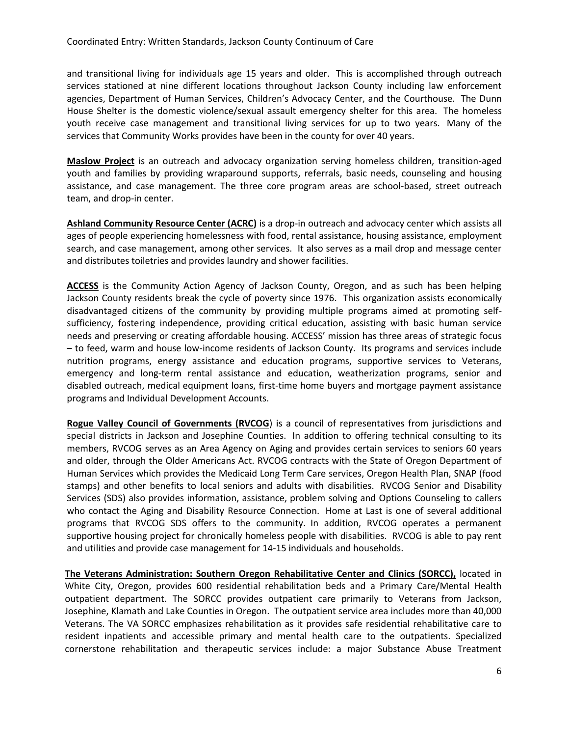and transitional living for individuals age 15 years and older. This is accomplished through outreach services stationed at nine different locations throughout Jackson County including law enforcement agencies, Department of Human Services, Children's Advocacy Center, and the Courthouse. The Dunn House Shelter is the domestic violence/sexual assault emergency shelter for this area. The homeless youth receive case management and transitional living services for up to two years. Many of the services that Community Works provides have been in the county for over 40 years.

**Maslow Project** is an outreach and advocacy organization serving homeless children, transition-aged youth and families by providing wraparound supports, referrals, basic needs, counseling and housing assistance, and case management. The three core program areas are school-based, street outreach team, and drop-in center.

**Ashland Community Resource Center (ACRC)** is a drop-in outreach and advocacy center which assists all ages of people experiencing homelessness with food, rental assistance, housing assistance, employment search, and case management, among other services. It also serves as a mail drop and message center and distributes toiletries and provides laundry and shower facilities.

**ACCESS** is the Community Action Agency of Jackson County, Oregon, and as such has been helping Jackson County residents break the cycle of poverty since 1976. This organization assists economically disadvantaged citizens of the community by providing multiple programs aimed at promoting self-sufficiency, fostering independence, providing critical education, assisting with basic human service needs and preserving or creating affordable housing. ACCESS' mission has three areas of strategic focus – to feed, warm and house low-income residents of Jackson County. Its programs and services include nutrition programs, energy assistance and education programs, supportive services to Veterans, emergency and long-term rental assistance and education, weatherization programs, senior and disabled outreach, medical equipment loans, first-time home buyers and mortgage payment assistance programs and Individual Development Accounts.

**Rogue Valley Council of Governments (RVCOG**) is a council of representatives from jurisdictions and special districts in Jackson and Josephine Counties. In addition to offering technical consulting to its members, RVCOG serves as an Area Agency on Aging and provides certain services to seniors 60 years and older, through the Older Americans Act. RVCOG contracts with the State of Oregon Department of Human Services which provides the Medicaid Long Term Care services, Oregon Health Plan, SNAP (food stamps) and other benefits to local seniors and adults with disabilities. RVCOG Senior and Disability Services (SDS) also provides information, assistance, problem solving and Options Counseling to callers who contact the Aging and Disability Resource Connection. Home at Last is one of several additional programs that RVCOG SDS offers to the community. In addition, RVCOG operates a permanent supportive housing project for chronically homeless people with disabilities. RVCOG is able to pay rent and utilities and provide case management for 14-15 individuals and households.

**The Veterans Administration: Southern Oregon Rehabilitative Center and Clinics (SORCC),** located in White City, Oregon, provides 600 residential rehabilitation beds and a Primary Care/Mental Health outpatient department. The SORCC provides outpatient care primarily to Veterans from Jackson, Josephine, Klamath and Lake Counties in Oregon. The outpatient service area includes more than 40,000 Veterans. The VA SORCC emphasizes rehabilitation as it provides safe residential rehabilitative care to resident inpatients and accessible primary and mental health care to the outpatients. Specialized cornerstone rehabilitation and therapeutic services include: a major Substance Abuse Treatment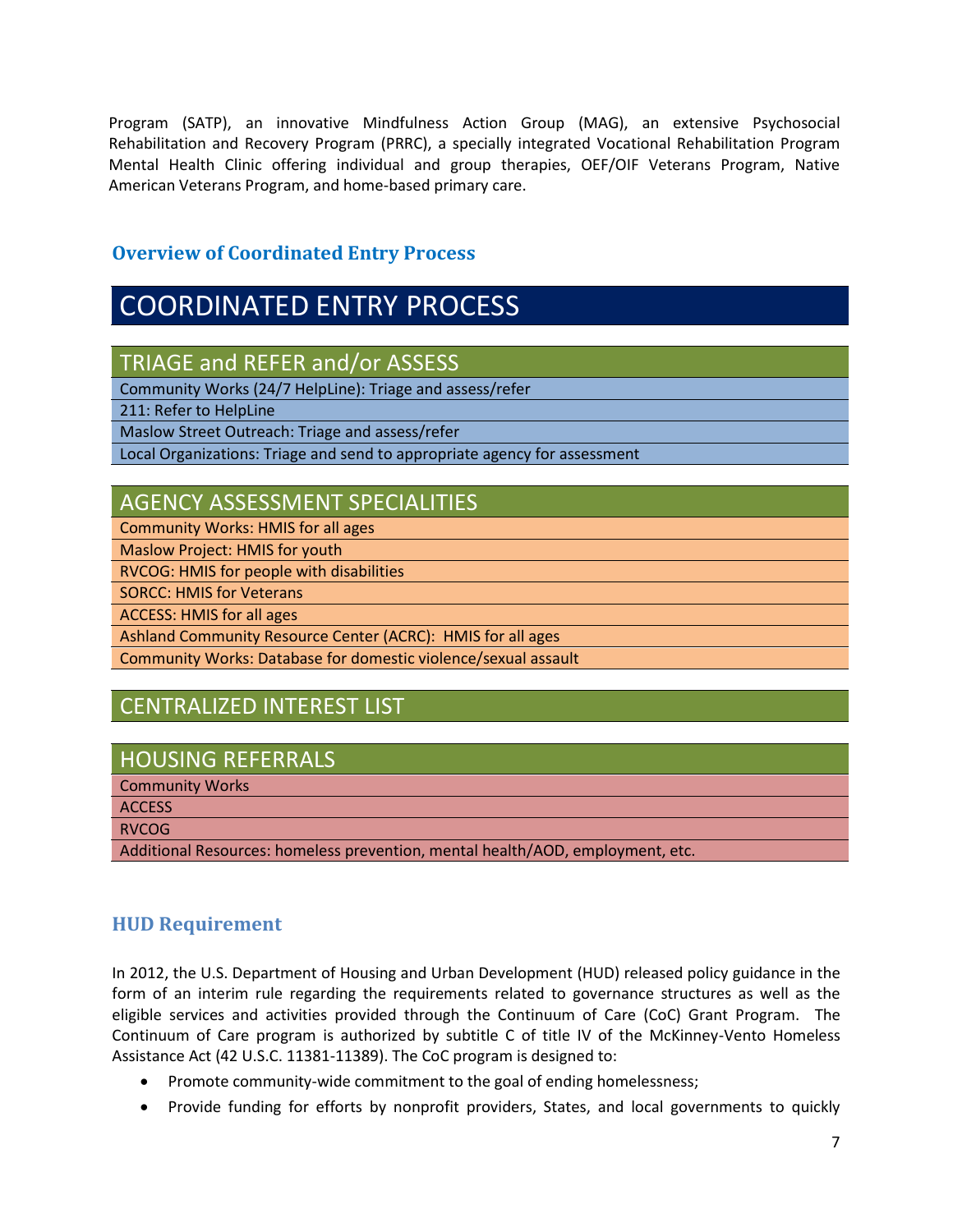Program (SATP), an innovative Mindfulness Action Group (MAG), an extensive Psychosocial Rehabilitation and Recovery Program (PRRC), a specially integrated Vocational Rehabilitation Program Mental Health Clinic offering individual and group therapies, OEF/OIF Veterans Program, Native American Veterans Program, and home-based primary care.

### Overview of Coordinated Entry Process

| COORDINATED ENTRY PROCESS |
| --- |
| **TRIAGE and REFER and/or ASSESS** |
| Community Works (24/7 HelpLine): Triage and assess/refer |
| 211: Refer to HelpLine |
| Maslow Street Outreach: Triage and assess/refer |
| Local Organizations: Triage and send to appropriate agency for assessment |
| **AGENCY ASSESSMENT SPECIALITIES** |
| Community Works: HMIS for all ages |
| Maslow Project: HMIS for youth |
| RVCOG: HMIS for people with disabilities |
| SORCC: HMIS for Veterans |
| ACCESS: HMIS for all ages |
| Ashland Community Resource Center (ACRC): HMIS for all ages |
| Community Works: Database for domestic violence/sexual assault |
| **CENTRALIZED INTEREST LIST** |
| **HOUSING REFERRALS** |
| Community Works |
| ACCESS |
| RVCOG |
| Additional Resources: homeless prevention, mental health/AOD, employment, etc. |

### HUD Requirement

In 2012, the U.S. Department of Housing and Urban Development (HUD) released policy guidance in the form of an interim rule regarding the requirements related to governance structures as well as the eligible services and activities provided through the Continuum of Care (CoC) Grant Program. The Continuum of Care program is authorized by subtitle C of title IV of the McKinney-Vento Homeless Assistance Act (42 U.S.C. 11381-11389). The CoC program is designed to:

- Promote community-wide commitment to the goal of ending homelessness;
- Provide funding for efforts by nonprofit providers, States, and local governments to quickly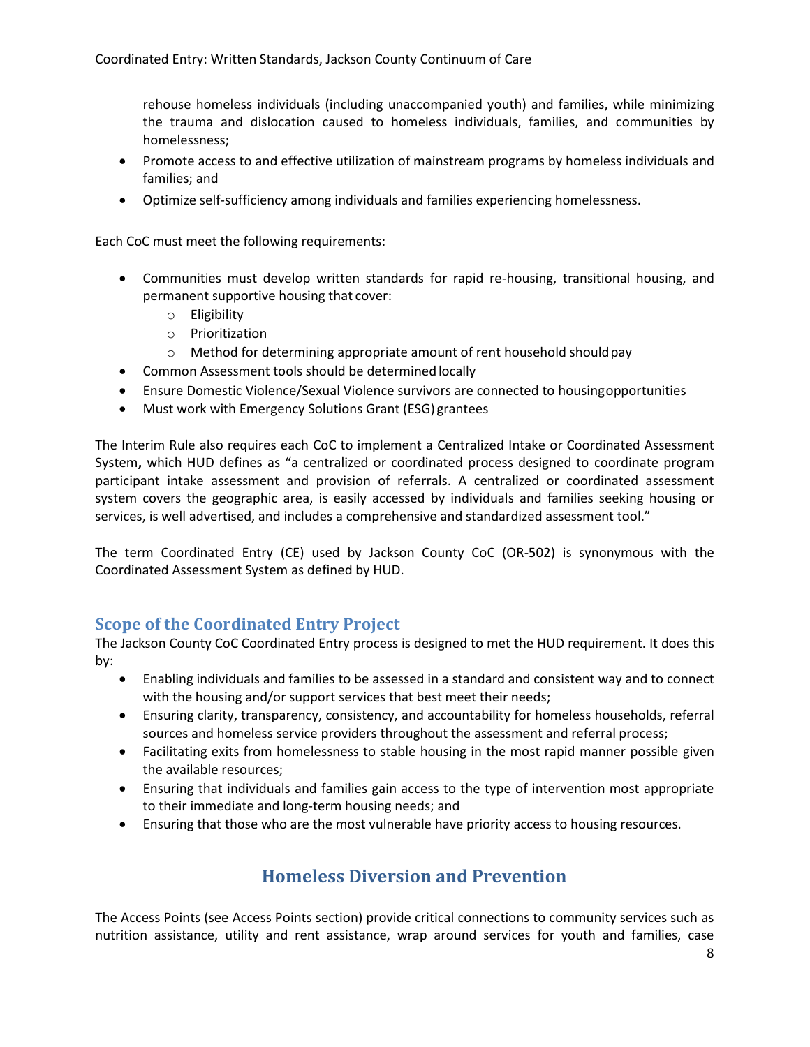rehouse homeless individuals (including unaccompanied youth) and families, while minimizing the trauma and dislocation caused to homeless individuals, families, and communities by homelessness;

- Promote access to and effective utilization of mainstream programs by homeless individuals and families; and
- Optimize self-sufficiency among individuals and families experiencing homelessness.

Each CoC must meet the following requirements:

- Communities must develop written standards for rapid re-housing, transitional housing, and permanent supportive housing that cover:
  - Eligibility
  - Prioritization
  - Method for determining appropriate amount of rent household should pay
- Common Assessment tools should be determined locally
- Ensure Domestic Violence/Sexual Violence survivors are connected to housing opportunities
- Must work with Emergency Solutions Grant (ESG) grantees

The Interim Rule also requires each CoC to implement a Centralized Intake or Coordinated Assessment System**,** which HUD defines as "a centralized or coordinated process designed to coordinate program participant intake assessment and provision of referrals. A centralized or coordinated assessment system covers the geographic area, is easily accessed by individuals and families seeking housing or services, is well advertised, and includes a comprehensive and standardized assessment tool."

The term Coordinated Entry (CE) used by Jackson County CoC (OR-502) is synonymous with the Coordinated Assessment System as defined by HUD.

### Scope of the Coordinated Entry Project

The Jackson County CoC Coordinated Entry process is designed to met the HUD requirement. It does this by:

- Enabling individuals and families to be assessed in a standard and consistent way and to connect with the housing and/or support services that best meet their needs;
- Ensuring clarity, transparency, consistency, and accountability for homeless households, referral sources and homeless service providers throughout the assessment and referral process;
- Facilitating exits from homelessness to stable housing in the most rapid manner possible given the available resources;
- Ensuring that individuals and families gain access to the type of intervention most appropriate to their immediate and long-term housing needs; and
- Ensuring that those who are the most vulnerable have priority access to housing resources.

## Homeless Diversion and Prevention

The Access Points (see Access Points section) provide critical connections to community services such as nutrition assistance, utility and rent assistance, wrap around services for youth and families, case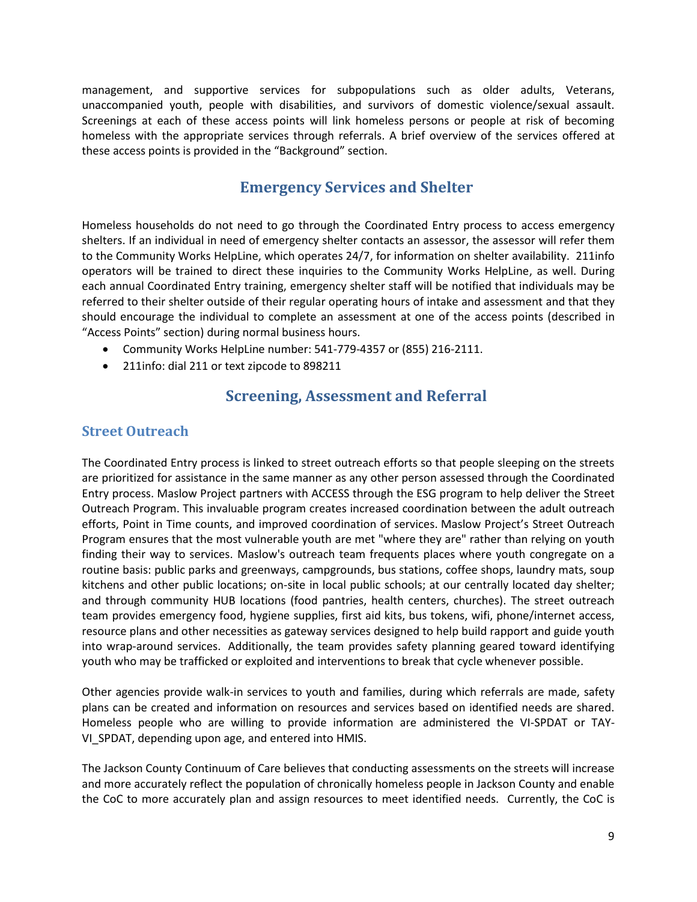management, and supportive services for subpopulations such as older adults, Veterans, unaccompanied youth, people with disabilities, and survivors of domestic violence/sexual assault. Screenings at each of these access points will link homeless persons or people at risk of becoming homeless with the appropriate services through referrals. A brief overview of the services offered at these access points is provided in the "Background" section.

## Emergency Services and Shelter

Homeless households do not need to go through the Coordinated Entry process to access emergency shelters. If an individual in need of emergency shelter contacts an assessor, the assessor will refer them to the Community Works HelpLine, which operates 24/7, for information on shelter availability. 211info operators will be trained to direct these inquiries to the Community Works HelpLine, as well. During each annual Coordinated Entry training, emergency shelter staff will be notified that individuals may be referred to their shelter outside of their regular operating hours of intake and assessment and that they should encourage the individual to complete an assessment at one of the access points (described in "Access Points" section) during normal business hours.

- Community Works HelpLine number: 541-779-4357 or (855) 216-2111.
- 211info: dial 211 or text zipcode to 898211

## Screening, Assessment and Referral

### Street Outreach

The Coordinated Entry process is linked to street outreach efforts so that people sleeping on the streets are prioritized for assistance in the same manner as any other person assessed through the Coordinated Entry process. Maslow Project partners with ACCESS through the ESG program to help deliver the Street Outreach Program. This invaluable program creates increased coordination between the adult outreach efforts, Point in Time counts, and improved coordination of services. Maslow Project's Street Outreach Program ensures that the most vulnerable youth are met "where they are" rather than relying on youth finding their way to services. Maslow's outreach team frequents places where youth congregate on a routine basis: public parks and greenways, campgrounds, bus stations, coffee shops, laundry mats, soup kitchens and other public locations; on-site in local public schools; at our centrally located day shelter; and through community HUB locations (food pantries, health centers, churches). The street outreach team provides emergency food, hygiene supplies, first aid kits, bus tokens, wifi, phone/internet access, resource plans and other necessities as gateway services designed to help build rapport and guide youth into wrap-around services. Additionally, the team provides safety planning geared toward identifying youth who may be trafficked or exploited and interventions to break that cycle whenever possible.

Other agencies provide walk-in services to youth and families, during which referrals are made, safety plans can be created and information on resources and services based on identified needs are shared. Homeless people who are willing to provide information are administered the VI-SPDAT or TAY-VI_SPDAT, depending upon age, and entered into HMIS.

The Jackson County Continuum of Care believes that conducting assessments on the streets will increase and more accurately reflect the population of chronically homeless people in Jackson County and enable the CoC to more accurately plan and assign resources to meet identified needs. Currently, the CoC is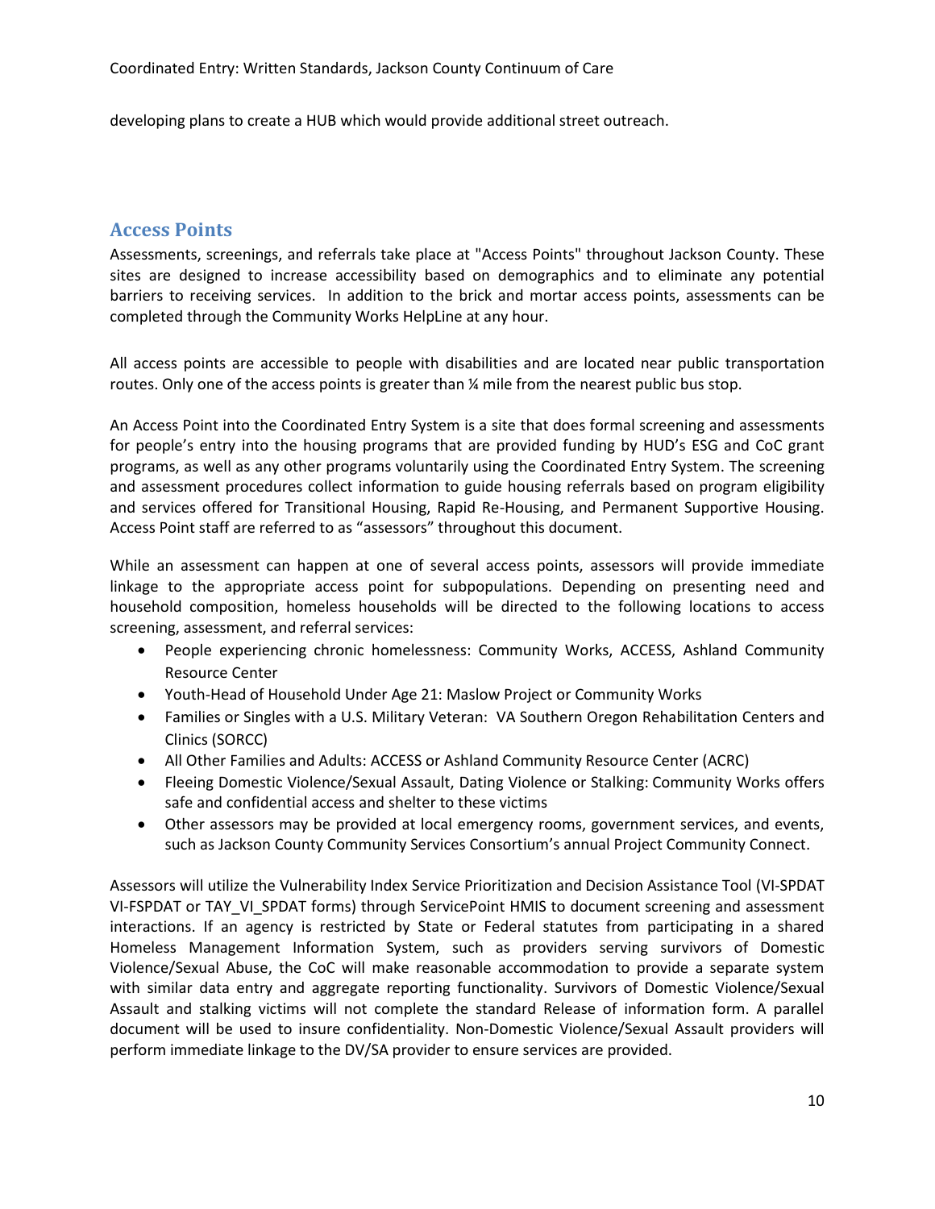developing plans to create a HUB which would provide additional street outreach.

## Access Points

Assessments, screenings, and referrals take place at "Access Points" throughout Jackson County. These sites are designed to increase accessibility based on demographics and to eliminate any potential barriers to receiving services. In addition to the brick and mortar access points, assessments can be completed through the Community Works HelpLine at any hour.

All access points are accessible to people with disabilities and are located near public transportation routes. Only one of the access points is greater than ¼ mile from the nearest public bus stop.

An Access Point into the Coordinated Entry System is a site that does formal screening and assessments for people's entry into the housing programs that are provided funding by HUD's ESG and CoC grant programs, as well as any other programs voluntarily using the Coordinated Entry System. The screening and assessment procedures collect information to guide housing referrals based on program eligibility and services offered for Transitional Housing, Rapid Re-Housing, and Permanent Supportive Housing. Access Point staff are referred to as "assessors" throughout this document.

While an assessment can happen at one of several access points, assessors will provide immediate linkage to the appropriate access point for subpopulations. Depending on presenting need and household composition, homeless households will be directed to the following locations to access screening, assessment, and referral services:

- People experiencing chronic homelessness: Community Works, ACCESS, Ashland Community Resource Center
- Youth-Head of Household Under Age 21: Maslow Project or Community Works
- Families or Singles with a U.S. Military Veteran: VA Southern Oregon Rehabilitation Centers and Clinics (SORCC)
- All Other Families and Adults: ACCESS or Ashland Community Resource Center (ACRC)
- Fleeing Domestic Violence/Sexual Assault, Dating Violence or Stalking: Community Works offers safe and confidential access and shelter to these victims
- Other assessors may be provided at local emergency rooms, government services, and events, such as Jackson County Community Services Consortium's annual Project Community Connect.

Assessors will utilize the Vulnerability Index Service Prioritization and Decision Assistance Tool (VI-SPDAT VI-FSPDAT or TAY_VI_SPDAT forms) through ServicePoint HMIS to document screening and assessment interactions. If an agency is restricted by State or Federal statutes from participating in a shared Homeless Management Information System, such as providers serving survivors of Domestic Violence/Sexual Abuse, the CoC will make reasonable accommodation to provide a separate system with similar data entry and aggregate reporting functionality. Survivors of Domestic Violence/Sexual Assault and stalking victims will not complete the standard Release of information form. A parallel document will be used to insure confidentiality. Non-Domestic Violence/Sexual Assault providers will perform immediate linkage to the DV/SA provider to ensure services are provided.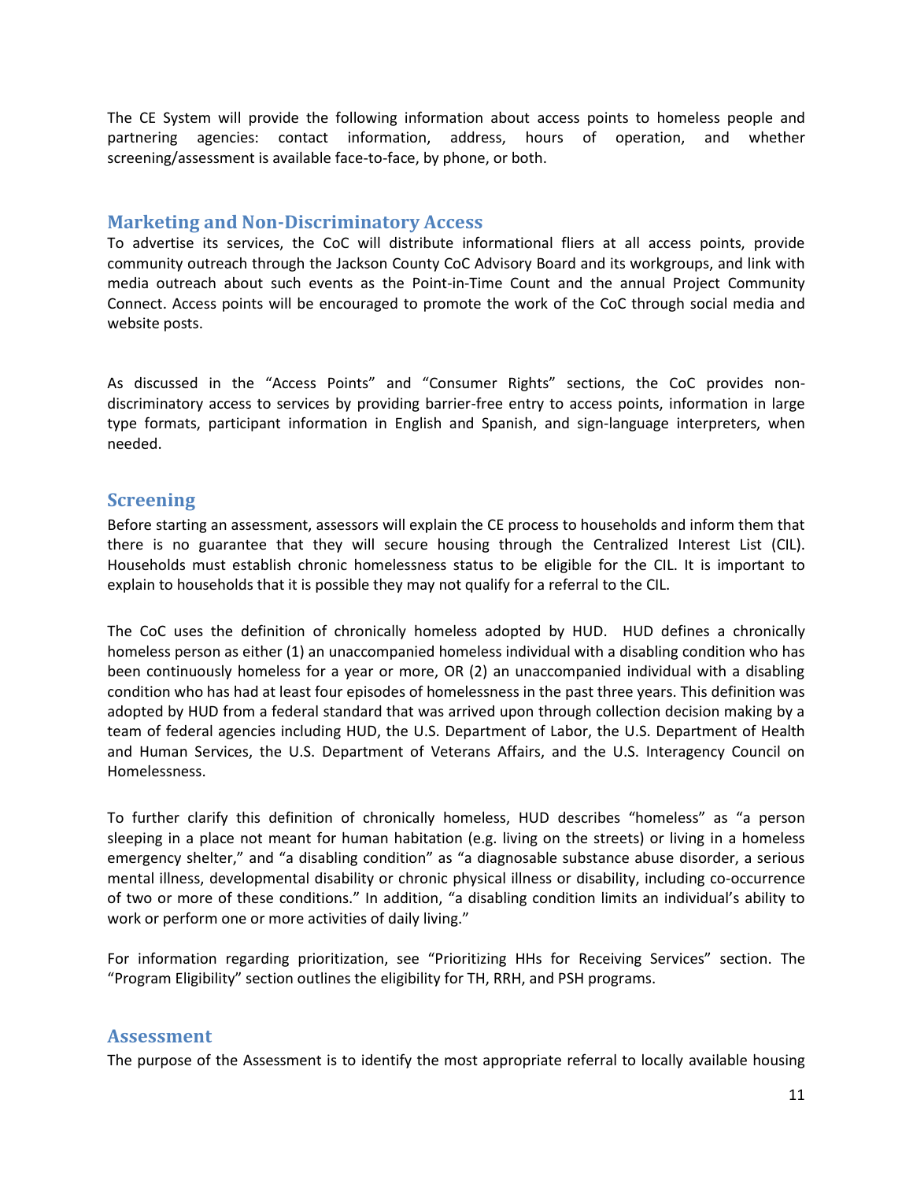The CE System will provide the following information about access points to homeless people and partnering agencies: contact information, address, hours of operation, and whether screening/assessment is available face-to-face, by phone, or both.

## Marketing and Non-Discriminatory Access

To advertise its services, the CoC will distribute informational fliers at all access points, provide community outreach through the Jackson County CoC Advisory Board and its workgroups, and link with media outreach about such events as the Point-in-Time Count and the annual Project Community Connect. Access points will be encouraged to promote the work of the CoC through social media and website posts.

As discussed in the "Access Points" and "Consumer Rights" sections, the CoC provides non-discriminatory access to services by providing barrier-free entry to access points, information in large type formats, participant information in English and Spanish, and sign-language interpreters, when needed.

## Screening

Before starting an assessment, assessors will explain the CE process to households and inform them that there is no guarantee that they will secure housing through the Centralized Interest List (CIL). Households must establish chronic homelessness status to be eligible for the CIL. It is important to explain to households that it is possible they may not qualify for a referral to the CIL.

The CoC uses the definition of chronically homeless adopted by HUD. HUD defines a chronically homeless person as either (1) an unaccompanied homeless individual with a disabling condition who has been continuously homeless for a year or more, OR (2) an unaccompanied individual with a disabling condition who has had at least four episodes of homelessness in the past three years. This definition was adopted by HUD from a federal standard that was arrived upon through collection decision making by a team of federal agencies including HUD, the U.S. Department of Labor, the U.S. Department of Health and Human Services, the U.S. Department of Veterans Affairs, and the U.S. Interagency Council on Homelessness.

To further clarify this definition of chronically homeless, HUD describes "homeless" as "a person sleeping in a place not meant for human habitation (e.g. living on the streets) or living in a homeless emergency shelter," and "a disabling condition" as "a diagnosable substance abuse disorder, a serious mental illness, developmental disability or chronic physical illness or disability, including co-occurrence of two or more of these conditions." In addition, "a disabling condition limits an individual's ability to work or perform one or more activities of daily living."

For information regarding prioritization, see "Prioritizing HHs for Receiving Services" section. The "Program Eligibility" section outlines the eligibility for TH, RRH, and PSH programs.

## Assessment

The purpose of the Assessment is to identify the most appropriate referral to locally available housing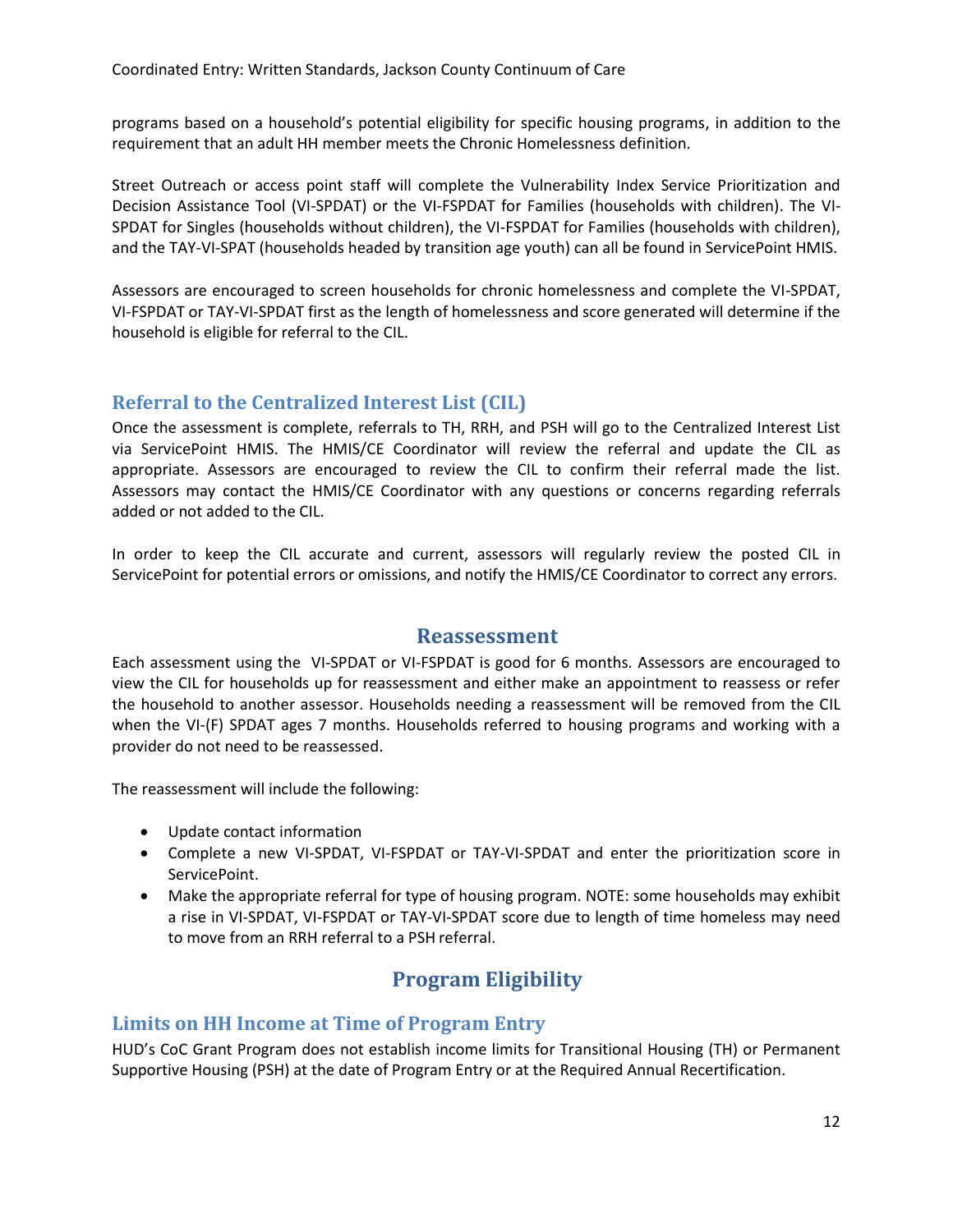programs based on a household's potential eligibility for specific housing programs, in addition to the requirement that an adult HH member meets the Chronic Homelessness definition.

Street Outreach or access point staff will complete the Vulnerability Index Service Prioritization and Decision Assistance Tool (VI-SPDAT) or the VI-FSPDAT for Families (households with children). The VI-SPDAT for Singles (households without children), the VI-FSPDAT for Families (households with children), and the TAY-VI-SPAT (households headed by transition age youth) can all be found in ServicePoint HMIS.

Assessors are encouraged to screen households for chronic homelessness and complete the VI-SPDAT, VI-FSPDAT or TAY-VI-SPDAT first as the length of homelessness and score generated will determine if the household is eligible for referral to the CIL.

## Referral to the Centralized Interest List (CIL)

Once the assessment is complete, referrals to TH, RRH, and PSH will go to the Centralized Interest List via ServicePoint HMIS. The HMIS/CE Coordinator will review the referral and update the CIL as appropriate. Assessors are encouraged to review the CIL to confirm their referral made the list. Assessors may contact the HMIS/CE Coordinator with any questions or concerns regarding referrals added or not added to the CIL.

In order to keep the CIL accurate and current, assessors will regularly review the posted CIL in ServicePoint for potential errors or omissions, and notify the HMIS/CE Coordinator to correct any errors.

# Reassessment

Each assessment using the VI-SPDAT or VI-FSPDAT is good for 6 months. Assessors are encouraged to view the CIL for households up for reassessment and either make an appointment to reassess or refer the household to another assessor. Households needing a reassessment will be removed from the CIL when the VI-(F) SPDAT ages 7 months. Households referred to housing programs and working with a provider do not need to be reassessed.

The reassessment will include the following:

- Update contact information
- Complete a new VI-SPDAT, VI-FSPDAT or TAY-VI-SPDAT and enter the prioritization score in ServicePoint.
- Make the appropriate referral for type of housing program. NOTE: some households may exhibit a rise in VI-SPDAT, VI-FSPDAT or TAY-VI-SPDAT score due to length of time homeless may need to move from an RRH referral to a PSH referral.

# Program Eligibility

## Limits on HH Income at Time of Program Entry

HUD's CoC Grant Program does not establish income limits for Transitional Housing (TH) or Permanent Supportive Housing (PSH) at the date of Program Entry or at the Required Annual Recertification.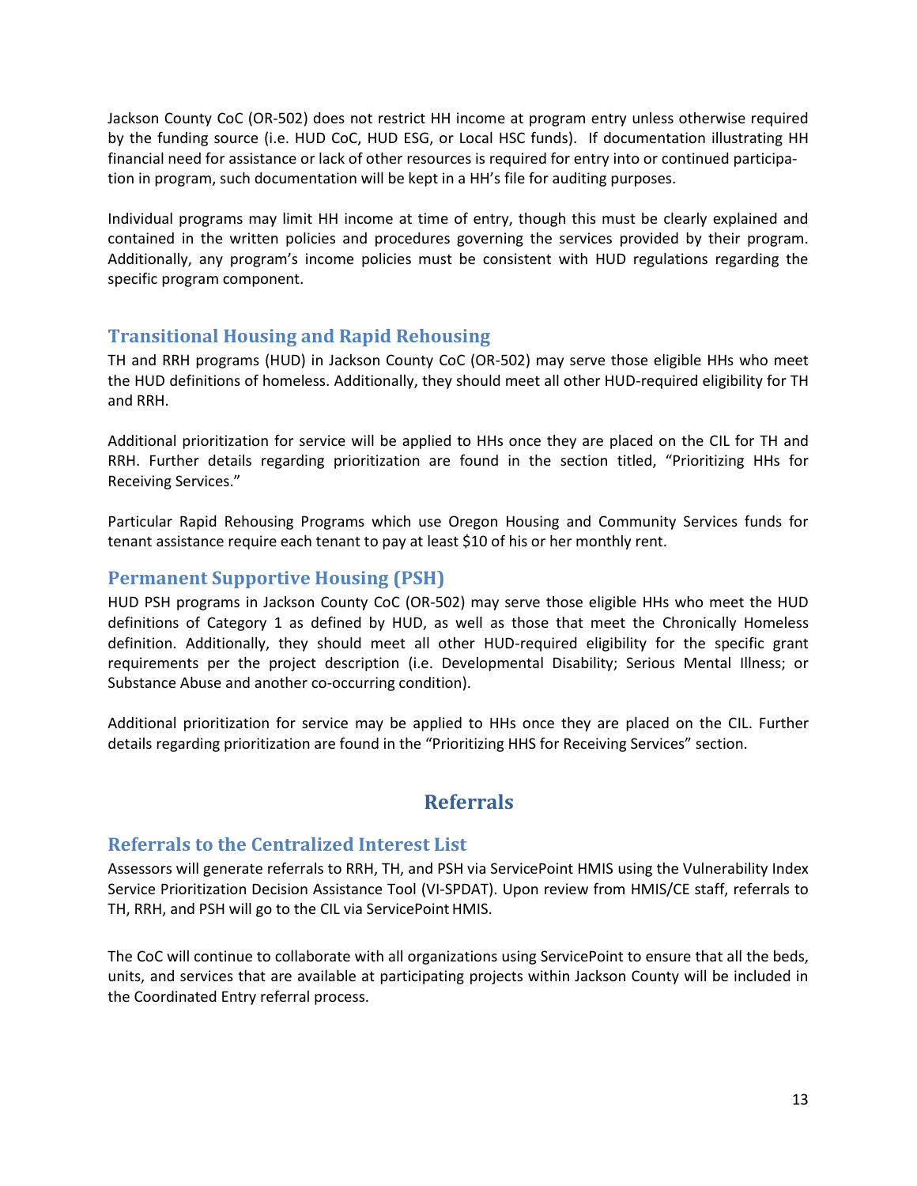Jackson County CoC (OR-502) does not restrict HH income at program entry unless otherwise required by the funding source (i.e. HUD CoC, HUD ESG, or Local HSC funds). If documentation illustrating HH financial need for assistance or lack of other resources is required for entry into or continued participation in program, such documentation will be kept in a HH's file for auditing purposes.

Individual programs may limit HH income at time of entry, though this must be clearly explained and contained in the written policies and procedures governing the services provided by their program. Additionally, any program's income policies must be consistent with HUD regulations regarding the specific program component.

### Transitional Housing and Rapid Rehousing

TH and RRH programs (HUD) in Jackson County CoC (OR-502) may serve those eligible HHs who meet the HUD definitions of homeless. Additionally, they should meet all other HUD-required eligibility for TH and RRH.

Additional prioritization for service will be applied to HHs once they are placed on the CIL for TH and RRH. Further details regarding prioritization are found in the section titled, "Prioritizing HHs for Receiving Services."

Particular Rapid Rehousing Programs which use Oregon Housing and Community Services funds for tenant assistance require each tenant to pay at least $10 of his or her monthly rent.

### Permanent Supportive Housing (PSH)

HUD PSH programs in Jackson County CoC (OR-502) may serve those eligible HHs who meet the HUD definitions of Category 1 as defined by HUD, as well as those that meet the Chronically Homeless definition. Additionally, they should meet all other HUD-required eligibility for the specific grant requirements per the project description (i.e. Developmental Disability; Serious Mental Illness; or Substance Abuse and another co-occurring condition).

Additional prioritization for service may be applied to HHs once they are placed on the CIL. Further details regarding prioritization are found in the "Prioritizing HHS for Receiving Services" section.

## Referrals

### Referrals to the Centralized Interest List

Assessors will generate referrals to RRH, TH, and PSH via ServicePoint HMIS using the Vulnerability Index Service Prioritization Decision Assistance Tool (VI-SPDAT). Upon review from HMIS/CE staff, referrals to TH, RRH, and PSH will go to the CIL via ServicePoint HMIS.

The CoC will continue to collaborate with all organizations using ServicePoint to ensure that all the beds, units, and services that are available at participating projects within Jackson County will be included in the Coordinated Entry referral process.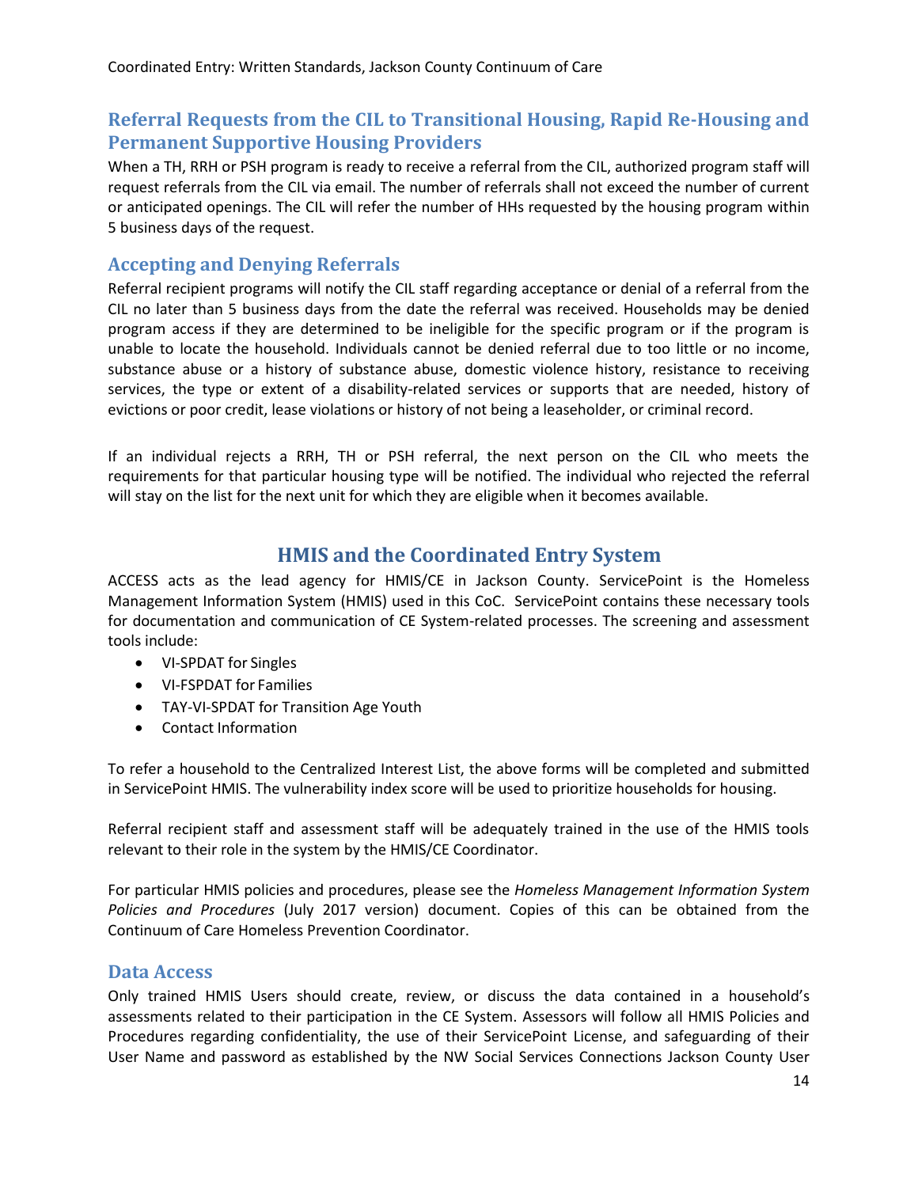## Referral Requests from the CIL to Transitional Housing, Rapid Re-Housing and Permanent Supportive Housing Providers

When a TH, RRH or PSH program is ready to receive a referral from the CIL, authorized program staff will request referrals from the CIL via email. The number of referrals shall not exceed the number of current or anticipated openings. The CIL will refer the number of HHs requested by the housing program within 5 business days of the request.

## Accepting and Denying Referrals

Referral recipient programs will notify the CIL staff regarding acceptance or denial of a referral from the CIL no later than 5 business days from the date the referral was received. Households may be denied program access if they are determined to be ineligible for the specific program or if the program is unable to locate the household. Individuals cannot be denied referral due to too little or no income, substance abuse or a history of substance abuse, domestic violence history, resistance to receiving services, the type or extent of a disability-related services or supports that are needed, history of evictions or poor credit, lease violations or history of not being a leaseholder, or criminal record.

If an individual rejects a RRH, TH or PSH referral, the next person on the CIL who meets the requirements for that particular housing type will be notified. The individual who rejected the referral will stay on the list for the next unit for which they are eligible when it becomes available.

# HMIS and the Coordinated Entry System

ACCESS acts as the lead agency for HMIS/CE in Jackson County. ServicePoint is the Homeless Management Information System (HMIS) used in this CoC. ServicePoint contains these necessary tools for documentation and communication of CE System-related processes. The screening and assessment tools include:

- VI-SPDAT for Singles
- VI-FSPDAT for Families
- TAY-VI-SPDAT for Transition Age Youth
- Contact Information

To refer a household to the Centralized Interest List, the above forms will be completed and submitted in ServicePoint HMIS. The vulnerability index score will be used to prioritize households for housing.

Referral recipient staff and assessment staff will be adequately trained in the use of the HMIS tools relevant to their role in the system by the HMIS/CE Coordinator.

For particular HMIS policies and procedures, please see the *Homeless Management Information System Policies and Procedures* (July 2017 version) document. Copies of this can be obtained from the Continuum of Care Homeless Prevention Coordinator.

## Data Access

Only trained HMIS Users should create, review, or discuss the data contained in a household's assessments related to their participation in the CE System. Assessors will follow all HMIS Policies and Procedures regarding confidentiality, the use of their ServicePoint License, and safeguarding of their User Name and password as established by the NW Social Services Connections Jackson County User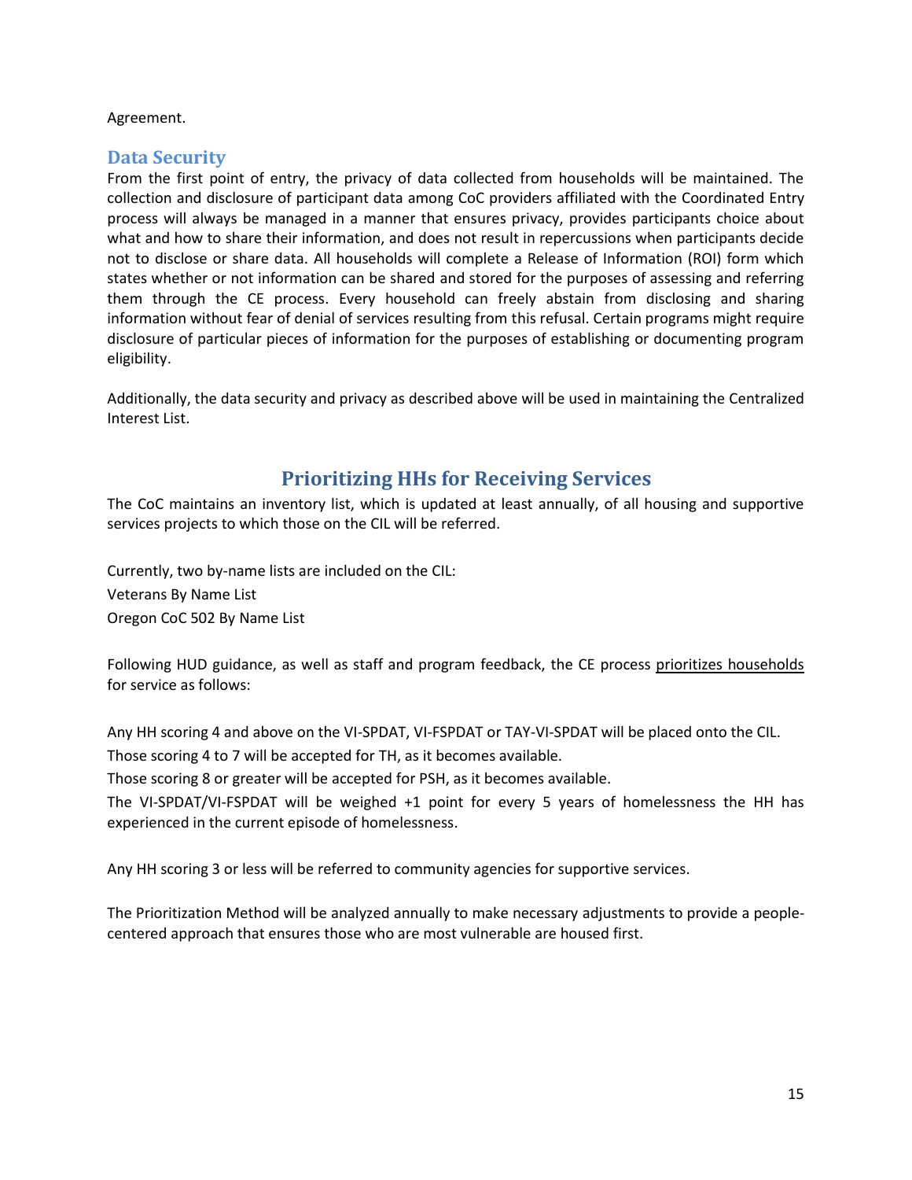Agreement.

## Data Security

From the first point of entry, the privacy of data collected from households will be maintained. The collection and disclosure of participant data among CoC providers affiliated with the Coordinated Entry process will always be managed in a manner that ensures privacy, provides participants choice about what and how to share their information, and does not result in repercussions when participants decide not to disclose or share data. All households will complete a Release of Information (ROI) form which states whether or not information can be shared and stored for the purposes of assessing and referring them through the CE process. Every household can freely abstain from disclosing and sharing information without fear of denial of services resulting from this refusal. Certain programs might require disclosure of particular pieces of information for the purposes of establishing or documenting program eligibility.

Additionally, the data security and privacy as described above will be used in maintaining the Centralized Interest List.

# Prioritizing HHs for Receiving Services

The CoC maintains an inventory list, which is updated at least annually, of all housing and supportive services projects to which those on the CIL will be referred.

Currently, two by-name lists are included on the CIL:
Veterans By Name List
Oregon CoC 502 By Name List

Following HUD guidance, as well as staff and program feedback, the CE process prioritizes households for service as follows:

Any HH scoring 4 and above on the VI-SPDAT, VI-FSPDAT or TAY-VI-SPDAT will be placed onto the CIL.
Those scoring 4 to 7 will be accepted for TH, as it becomes available.
Those scoring 8 or greater will be accepted for PSH, as it becomes available.
The VI-SPDAT/VI-FSPDAT will be weighed +1 point for every 5 years of homelessness the HH has experienced in the current episode of homelessness.

Any HH scoring 3 or less will be referred to community agencies for supportive services.

The Prioritization Method will be analyzed annually to make necessary adjustments to provide a people-centered approach that ensures those who are most vulnerable are housed first.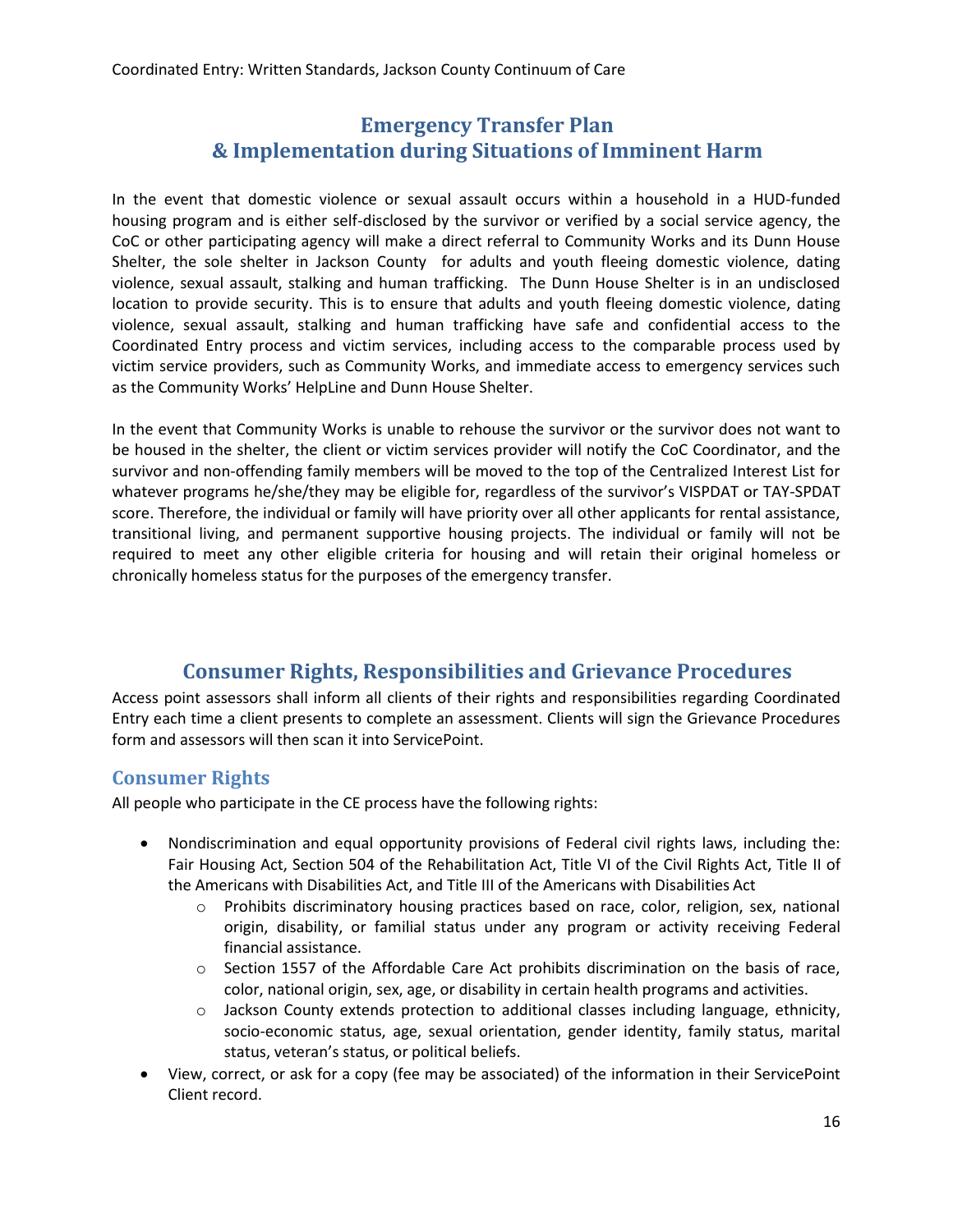## Emergency Transfer Plan & Implementation during Situations of Imminent Harm

In the event that domestic violence or sexual assault occurs within a household in a HUD-funded housing program and is either self-disclosed by the survivor or verified by a social service agency, the CoC or other participating agency will make a direct referral to Community Works and its Dunn House Shelter, the sole shelter in Jackson County for adults and youth fleeing domestic violence, dating violence, sexual assault, stalking and human trafficking. The Dunn House Shelter is in an undisclosed location to provide security. This is to ensure that adults and youth fleeing domestic violence, dating violence, sexual assault, stalking and human trafficking have safe and confidential access to the Coordinated Entry process and victim services, including access to the comparable process used by victim service providers, such as Community Works, and immediate access to emergency services such as the Community Works' HelpLine and Dunn House Shelter.

In the event that Community Works is unable to rehouse the survivor or the survivor does not want to be housed in the shelter, the client or victim services provider will notify the CoC Coordinator, and the survivor and non-offending family members will be moved to the top of the Centralized Interest List for whatever programs he/she/they may be eligible for, regardless of the survivor's VISPDAT or TAY-SPDAT score. Therefore, the individual or family will have priority over all other applicants for rental assistance, transitional living, and permanent supportive housing projects. The individual or family will not be required to meet any other eligible criteria for housing and will retain their original homeless or chronically homeless status for the purposes of the emergency transfer.

## Consumer Rights, Responsibilities and Grievance Procedures

Access point assessors shall inform all clients of their rights and responsibilities regarding Coordinated Entry each time a client presents to complete an assessment. Clients will sign the Grievance Procedures form and assessors will then scan it into ServicePoint.

### Consumer Rights

All people who participate in the CE process have the following rights:

- Nondiscrimination and equal opportunity provisions of Federal civil rights laws, including the: Fair Housing Act, Section 504 of the Rehabilitation Act, Title VI of the Civil Rights Act, Title II of the Americans with Disabilities Act, and Title III of the Americans with Disabilities Act
    - Prohibits discriminatory housing practices based on race, color, religion, sex, national origin, disability, or familial status under any program or activity receiving Federal financial assistance.
    - Section 1557 of the Affordable Care Act prohibits discrimination on the basis of race, color, national origin, sex, age, or disability in certain health programs and activities.
    - Jackson County extends protection to additional classes including language, ethnicity, socio-economic status, age, sexual orientation, gender identity, family status, marital status, veteran's status, or political beliefs.
- View, correct, or ask for a copy (fee may be associated) of the information in their ServicePoint Client record.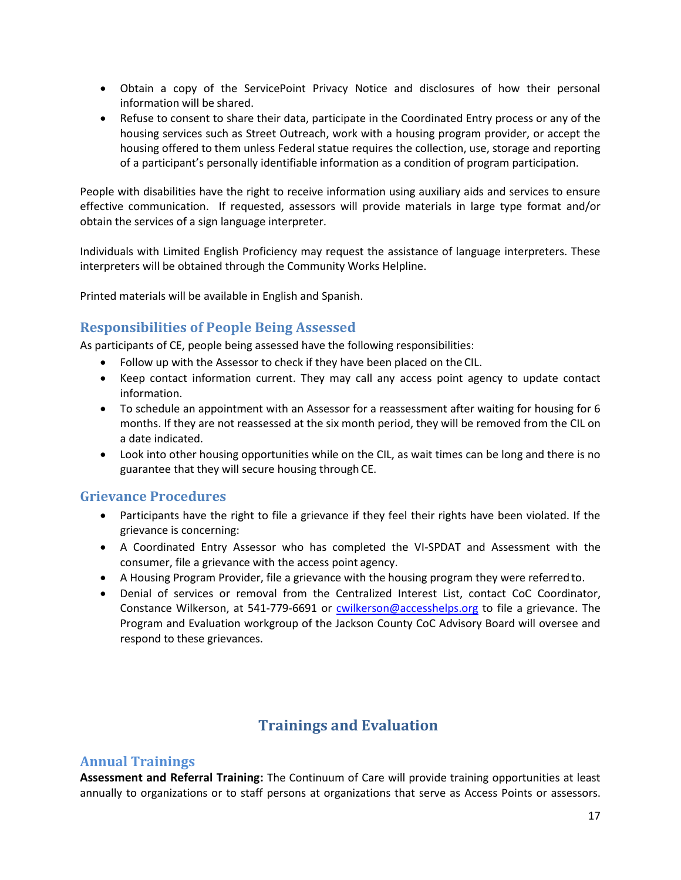- Obtain a copy of the ServicePoint Privacy Notice and disclosures of how their personal information will be shared.
- Refuse to consent to share their data, participate in the Coordinated Entry process or any of the housing services such as Street Outreach, work with a housing program provider, or accept the housing offered to them unless Federal statue requires the collection, use, storage and reporting of a participant's personally identifiable information as a condition of program participation.

People with disabilities have the right to receive information using auxiliary aids and services to ensure effective communication. If requested, assessors will provide materials in large type format and/or obtain the services of a sign language interpreter.

Individuals with Limited English Proficiency may request the assistance of language interpreters. These interpreters will be obtained through the Community Works Helpline.

Printed materials will be available in English and Spanish.

## Responsibilities of People Being Assessed

As participants of CE, people being assessed have the following responsibilities:

- Follow up with the Assessor to check if they have been placed on the CIL.
- Keep contact information current. They may call any access point agency to update contact information.
- To schedule an appointment with an Assessor for a reassessment after waiting for housing for 6 months. If they are not reassessed at the six month period, they will be removed from the CIL on a date indicated.
- Look into other housing opportunities while on the CIL, as wait times can be long and there is no guarantee that they will secure housing through CE.

## Grievance Procedures

- Participants have the right to file a grievance if they feel their rights have been violated. If the grievance is concerning:
- A Coordinated Entry Assessor who has completed the VI-SPDAT and Assessment with the consumer, file a grievance with the access point agency.
- A Housing Program Provider, file a grievance with the housing program they were referred to.
- Denial of services or removal from the Centralized Interest List, contact CoC Coordinator, Constance Wilkerson, at 541-779-6691 or cwilkerson@accesshelps.org to file a grievance. The Program and Evaluation workgroup of the Jackson County CoC Advisory Board will oversee and respond to these grievances.

# Trainings and Evaluation

## Annual Trainings

**Assessment and Referral Training:** The Continuum of Care will provide training opportunities at least annually to organizations or to staff persons at organizations that serve as Access Points or assessors.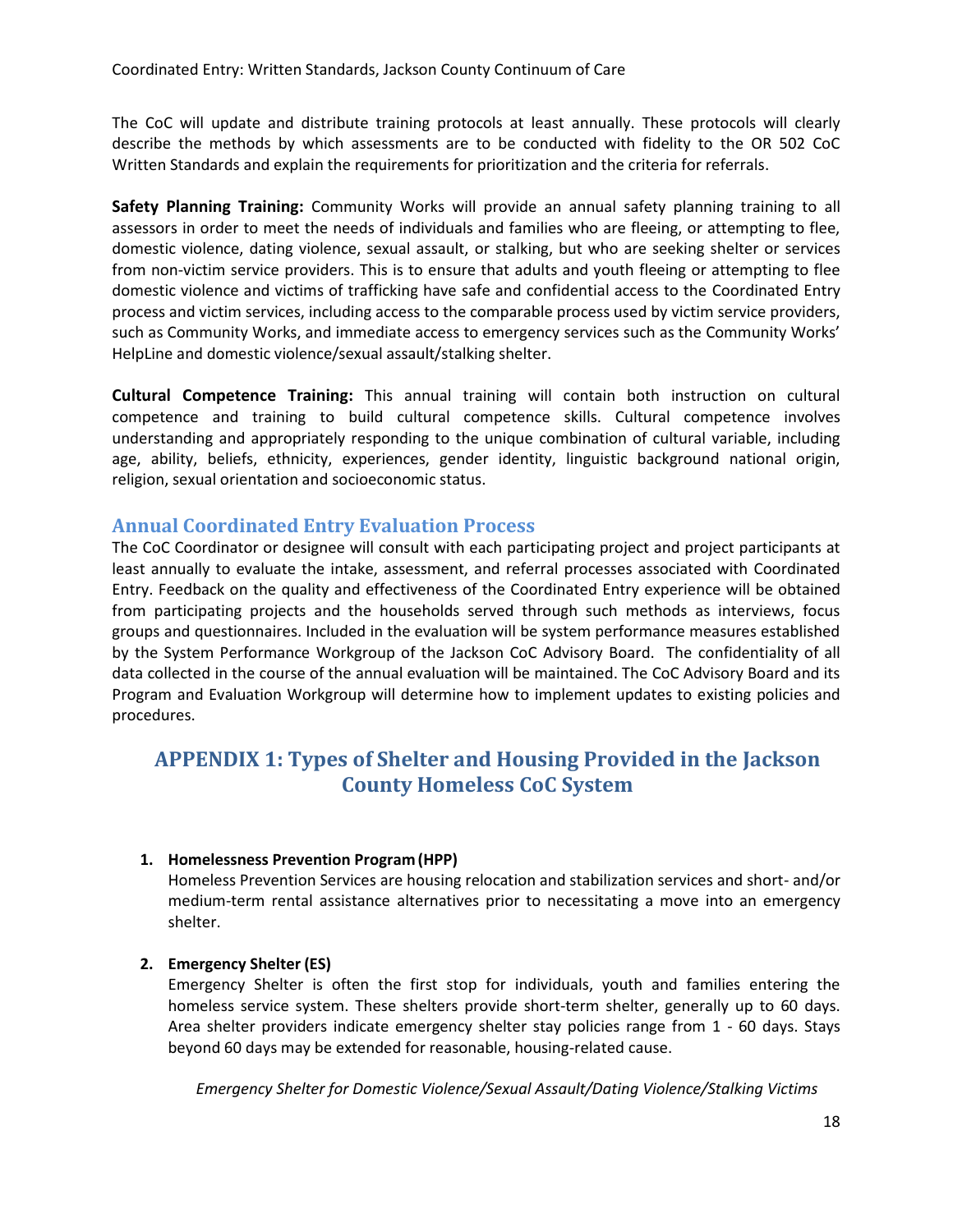The CoC will update and distribute training protocols at least annually. These protocols will clearly describe the methods by which assessments are to be conducted with fidelity to the OR 502 CoC Written Standards and explain the requirements for prioritization and the criteria for referrals.

**Safety Planning Training:** Community Works will provide an annual safety planning training to all assessors in order to meet the needs of individuals and families who are fleeing, or attempting to flee, domestic violence, dating violence, sexual assault, or stalking, but who are seeking shelter or services from non-victim service providers. This is to ensure that adults and youth fleeing or attempting to flee domestic violence and victims of trafficking have safe and confidential access to the Coordinated Entry process and victim services, including access to the comparable process used by victim service providers, such as Community Works, and immediate access to emergency services such as the Community Works' HelpLine and domestic violence/sexual assault/stalking shelter.

**Cultural Competence Training:** This annual training will contain both instruction on cultural competence and training to build cultural competence skills. Cultural competence involves understanding and appropriately responding to the unique combination of cultural variable, including age, ability, beliefs, ethnicity, experiences, gender identity, linguistic background national origin, religion, sexual orientation and socioeconomic status.

## Annual Coordinated Entry Evaluation Process

The CoC Coordinator or designee will consult with each participating project and project participants at least annually to evaluate the intake, assessment, and referral processes associated with Coordinated Entry. Feedback on the quality and effectiveness of the Coordinated Entry experience will be obtained from participating projects and the households served through such methods as interviews, focus groups and questionnaires. Included in the evaluation will be system performance measures established by the System Performance Workgroup of the Jackson CoC Advisory Board. The confidentiality of all data collected in the course of the annual evaluation will be maintained. The CoC Advisory Board and its Program and Evaluation Workgroup will determine how to implement updates to existing policies and procedures.

# APPENDIX 1: Types of Shelter and Housing Provided in the Jackson County Homeless CoC System

1. **Homelessness Prevention Program (HPP)**

   Homeless Prevention Services are housing relocation and stabilization services and short- and/or medium-term rental assistance alternatives prior to necessitating a move into an emergency shelter.

2. **Emergency Shelter (ES)**

   Emergency Shelter is often the first stop for individuals, youth and families entering the homeless service system. These shelters provide short-term shelter, generally up to 60 days. Area shelter providers indicate emergency shelter stay policies range from 1 - 60 days. Stays beyond 60 days may be extended for reasonable, housing-related cause.

   *Emergency Shelter for Domestic Violence/Sexual Assault/Dating Violence/Stalking Victims*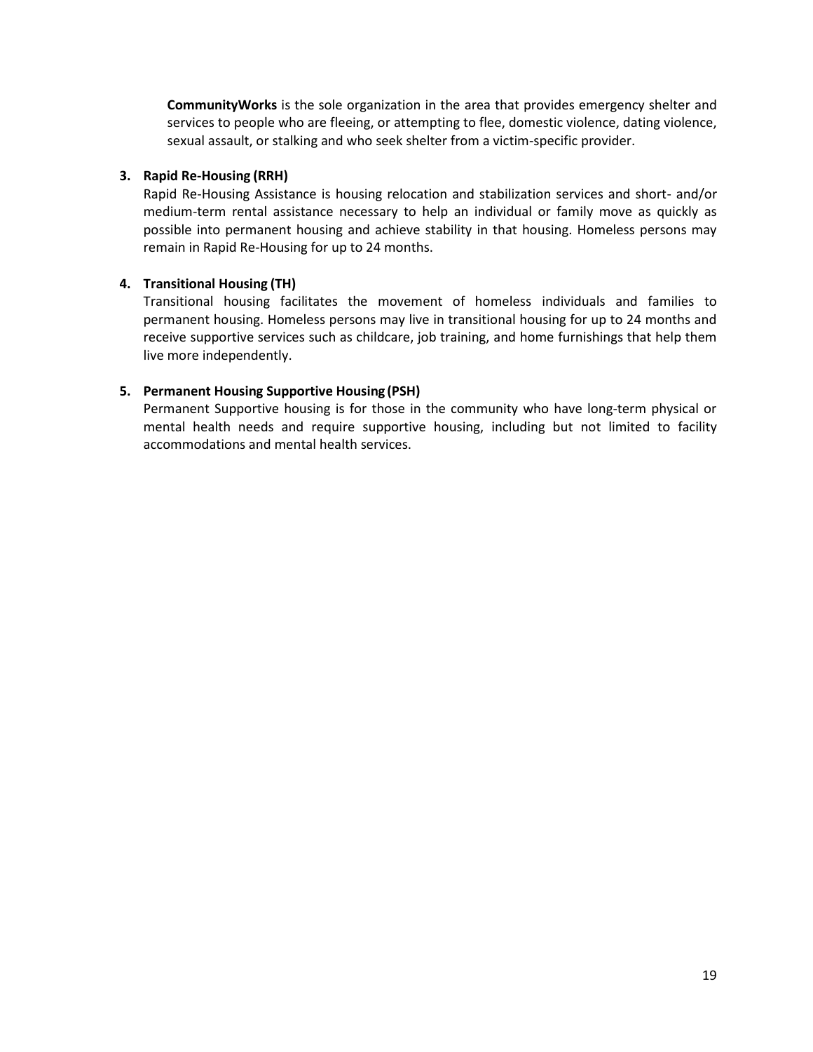**CommunityWorks** is the sole organization in the area that provides emergency shelter and services to people who are fleeing, or attempting to flee, domestic violence, dating violence, sexual assault, or stalking and who seek shelter from a victim-specific provider.

**3. Rapid Re-Housing (RRH)**

Rapid Re-Housing Assistance is housing relocation and stabilization services and short- and/or medium-term rental assistance necessary to help an individual or family move as quickly as possible into permanent housing and achieve stability in that housing. Homeless persons may remain in Rapid Re-Housing for up to 24 months.

**4. Transitional Housing (TH)**

Transitional housing facilitates the movement of homeless individuals and families to permanent housing. Homeless persons may live in transitional housing for up to 24 months and receive supportive services such as childcare, job training, and home furnishings that help them live more independently.

**5. Permanent Housing Supportive Housing (PSH)**

Permanent Supportive housing is for those in the community who have long-term physical or mental health needs and require supportive housing, including but not limited to facility accommodations and mental health services.